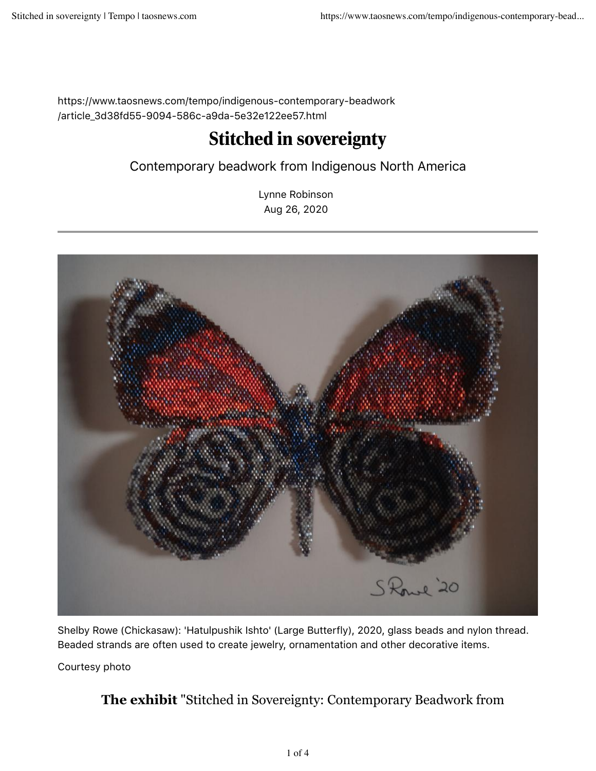https://www.taosnews.com/tempo/indigenous-contemporary-beadwork/article_3d38fd55-9094-586c-a9da-5e32e122ee57.html

# Stitched in sovereignty

## Contemporary beadwork from Indigenous North America

Lynne Robinson
Aug 26, 2020

Shelby Rowe (Chickasaw): 'Hatulpushik Ishto' (Large Butterfly), 2020, glass beads and nylon thread. Beaded strands are often used to create jewelry, ornamentation and other decorative items.

Courtesy photo

**The exhibit** "Stitched in Sovereignty: Contemporary Beadwork from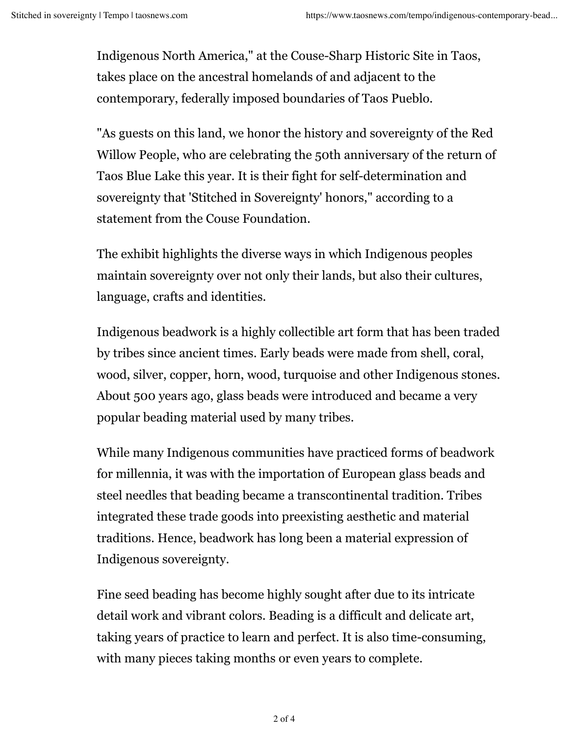Indigenous North America," at the Couse-Sharp Historic Site in Taos, takes place on the ancestral homelands of and adjacent to the contemporary, federally imposed boundaries of Taos Pueblo.

"As guests on this land, we honor the history and sovereignty of the Red Willow People, who are celebrating the 50th anniversary of the return of Taos Blue Lake this year. It is their fight for self-determination and sovereignty that 'Stitched in Sovereignty' honors," according to a statement from the Couse Foundation.

The exhibit highlights the diverse ways in which Indigenous peoples maintain sovereignty over not only their lands, but also their cultures, language, crafts and identities.

Indigenous beadwork is a highly collectible art form that has been traded by tribes since ancient times. Early beads were made from shell, coral, wood, silver, copper, horn, wood, turquoise and other Indigenous stones. About 500 years ago, glass beads were introduced and became a very popular beading material used by many tribes.

While many Indigenous communities have practiced forms of beadwork for millennia, it was with the importation of European glass beads and steel needles that beading became a transcontinental tradition. Tribes integrated these trade goods into preexisting aesthetic and material traditions. Hence, beadwork has long been a material expression of Indigenous sovereignty.

Fine seed beading has become highly sought after due to its intricate detail work and vibrant colors. Beading is a difficult and delicate art, taking years of practice to learn and perfect. It is also time-consuming, with many pieces taking months or even years to complete.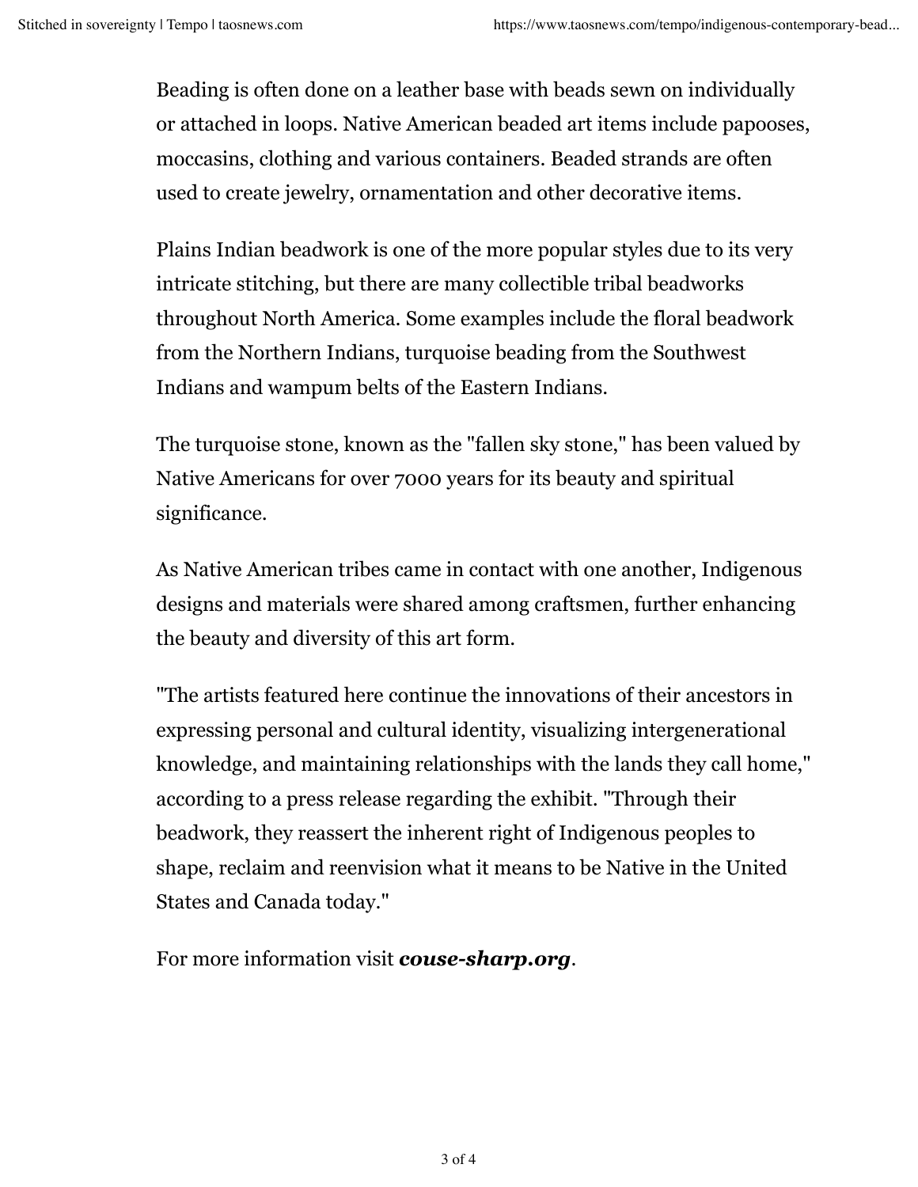Beading is often done on a leather base with beads sewn on individually or attached in loops. Native American beaded art items include papooses, moccasins, clothing and various containers. Beaded strands are often used to create jewelry, ornamentation and other decorative items.

Plains Indian beadwork is one of the more popular styles due to its very intricate stitching, but there are many collectible tribal beadworks throughout North America. Some examples include the floral beadwork from the Northern Indians, turquoise beading from the Southwest Indians and wampum belts of the Eastern Indians.

The turquoise stone, known as the "fallen sky stone," has been valued by Native Americans for over 7000 years for its beauty and spiritual significance.

As Native American tribes came in contact with one another, Indigenous designs and materials were shared among craftsmen, further enhancing the beauty and diversity of this art form.

"The artists featured here continue the innovations of their ancestors in expressing personal and cultural identity, visualizing intergenerational knowledge, and maintaining relationships with the lands they call home," according to a press release regarding the exhibit. "Through their beadwork, they reassert the inherent right of Indigenous peoples to shape, reclaim and reenvision what it means to be Native in the United States and Canada today."

For more information visit ***couse-sharp.org***.